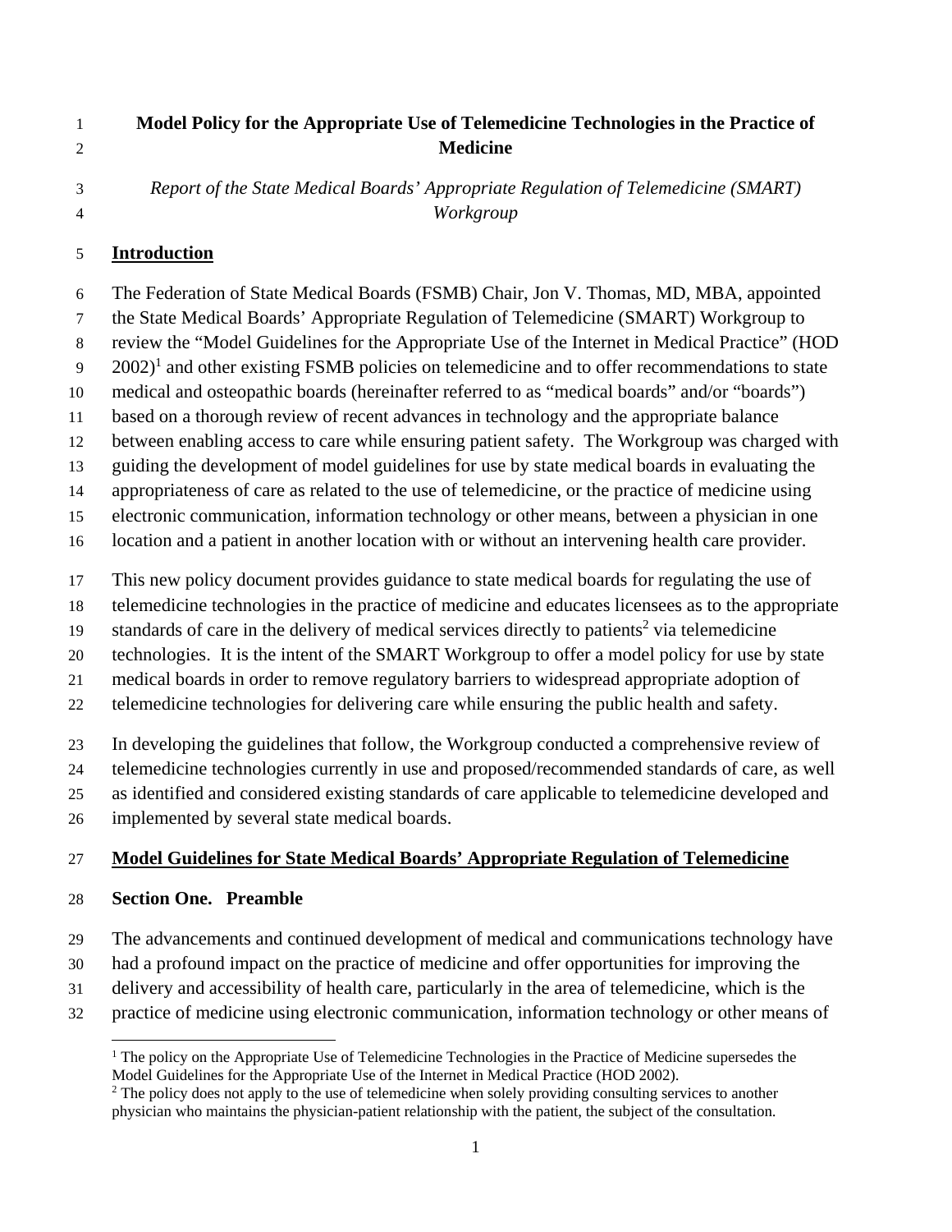# Model Policy for the Appropriate Use of Telemedicine Technologies in the Practice of Medicine

*Report of the State Medical Boards' Appropriate Regulation of Telemedicine (SMART) Workgroup*

## Introduction

The Federation of State Medical Boards (FSMB) Chair, Jon V. Thomas, MD, MBA, appointed the State Medical Boards' Appropriate Regulation of Telemedicine (SMART) Workgroup to review the "Model Guidelines for the Appropriate Use of the Internet in Medical Practice" (HOD 2002)[1] and other existing FSMB policies on telemedicine and to offer recommendations to state medical and osteopathic boards (hereinafter referred to as "medical boards" and/or "boards") based on a thorough review of recent advances in technology and the appropriate balance between enabling access to care while ensuring patient safety. The Workgroup was charged with guiding the development of model guidelines for use by state medical boards in evaluating the appropriateness of care as related to the use of telemedicine, or the practice of medicine using electronic communication, information technology or other means, between a physician in one location and a patient in another location with or without an intervening health care provider.

This new policy document provides guidance to state medical boards for regulating the use of telemedicine technologies in the practice of medicine and educates licensees as to the appropriate standards of care in the delivery of medical services directly to patients[2] via telemedicine technologies. It is the intent of the SMART Workgroup to offer a model policy for use by state medical boards in order to remove regulatory barriers to widespread appropriate adoption of telemedicine technologies for delivering care while ensuring the public health and safety.

In developing the guidelines that follow, the Workgroup conducted a comprehensive review of telemedicine technologies currently in use and proposed/recommended standards of care, as well as identified and considered existing standards of care applicable to telemedicine developed and implemented by several state medical boards.

## Model Guidelines for State Medical Boards' Appropriate Regulation of Telemedicine

### Section One. Preamble

The advancements and continued development of medical and communications technology have had a profound impact on the practice of medicine and offer opportunities for improving the delivery and accessibility of health care, particularly in the area of telemedicine, which is the practice of medicine using electronic communication, information technology or other means of

---

[1] The policy on the Appropriate Use of Telemedicine Technologies in the Practice of Medicine supersedes the Model Guidelines for the Appropriate Use of the Internet in Medical Practice (HOD 2002).

[2] The policy does not apply to the use of telemedicine when solely providing consulting services to another physician who maintains the physician-patient relationship with the patient, the subject of the consultation.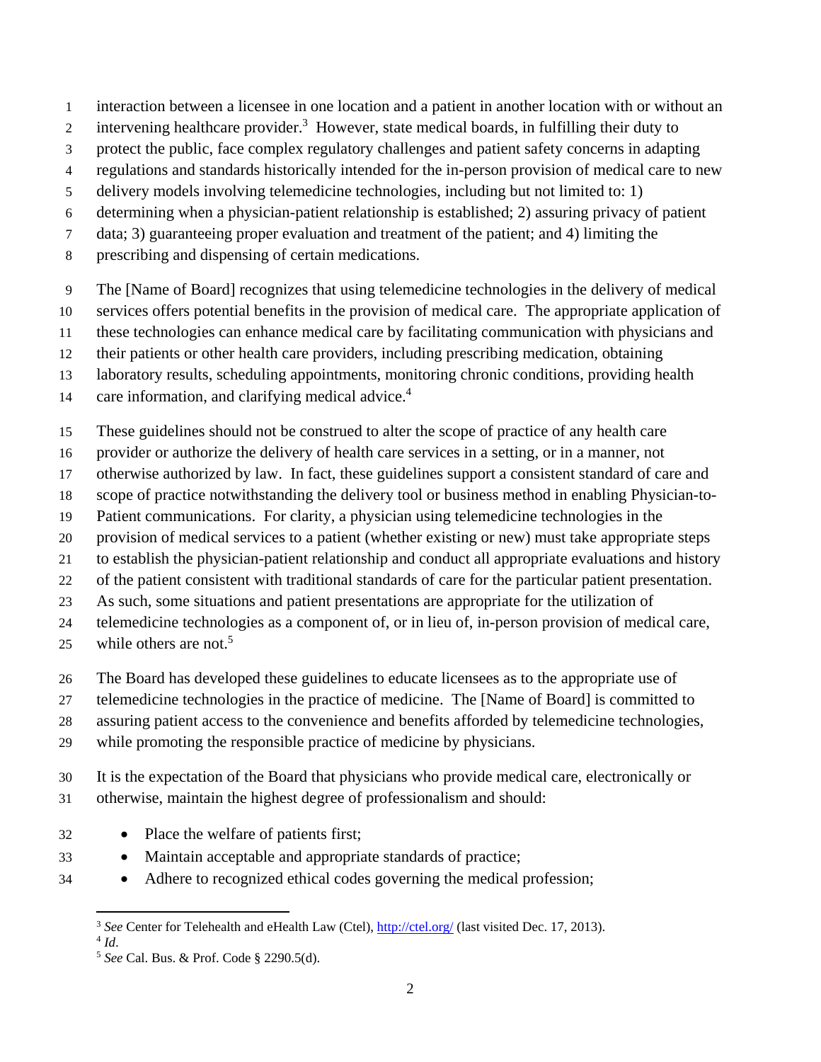interaction between a licensee in one location and a patient in another location with or without an intervening healthcare provider.[3] However, state medical boards, in fulfilling their duty to protect the public, face complex regulatory challenges and patient safety concerns in adapting regulations and standards historically intended for the in-person provision of medical care to new delivery models involving telemedicine technologies, including but not limited to: 1) determining when a physician-patient relationship is established; 2) assuring privacy of patient data; 3) guaranteeing proper evaluation and treatment of the patient; and 4) limiting the prescribing and dispensing of certain medications.

The [Name of Board] recognizes that using telemedicine technologies in the delivery of medical services offers potential benefits in the provision of medical care. The appropriate application of these technologies can enhance medical care by facilitating communication with physicians and their patients or other health care providers, including prescribing medication, obtaining laboratory results, scheduling appointments, monitoring chronic conditions, providing health care information, and clarifying medical advice.[4]

These guidelines should not be construed to alter the scope of practice of any health care provider or authorize the delivery of health care services in a setting, or in a manner, not otherwise authorized by law. In fact, these guidelines support a consistent standard of care and scope of practice notwithstanding the delivery tool or business method in enabling Physician-to-Patient communications. For clarity, a physician using telemedicine technologies in the provision of medical services to a patient (whether existing or new) must take appropriate steps to establish the physician-patient relationship and conduct all appropriate evaluations and history of the patient consistent with traditional standards of care for the particular patient presentation. As such, some situations and patient presentations are appropriate for the utilization of telemedicine technologies as a component of, or in lieu of, in-person provision of medical care, while others are not.[5]

The Board has developed these guidelines to educate licensees as to the appropriate use of telemedicine technologies in the practice of medicine. The [Name of Board] is committed to assuring patient access to the convenience and benefits afforded by telemedicine technologies, while promoting the responsible practice of medicine by physicians.

It is the expectation of the Board that physicians who provide medical care, electronically or otherwise, maintain the highest degree of professionalism and should:

- Place the welfare of patients first;
- Maintain acceptable and appropriate standards of practice;
- Adhere to recognized ethical codes governing the medical profession;

---

[3] *See* Center for Telehealth and eHealth Law (Ctel), http://ctel.org/ (last visited Dec. 17, 2013).

[4] *Id*.

[5] *See* Cal. Bus. & Prof. Code § 2290.5(d).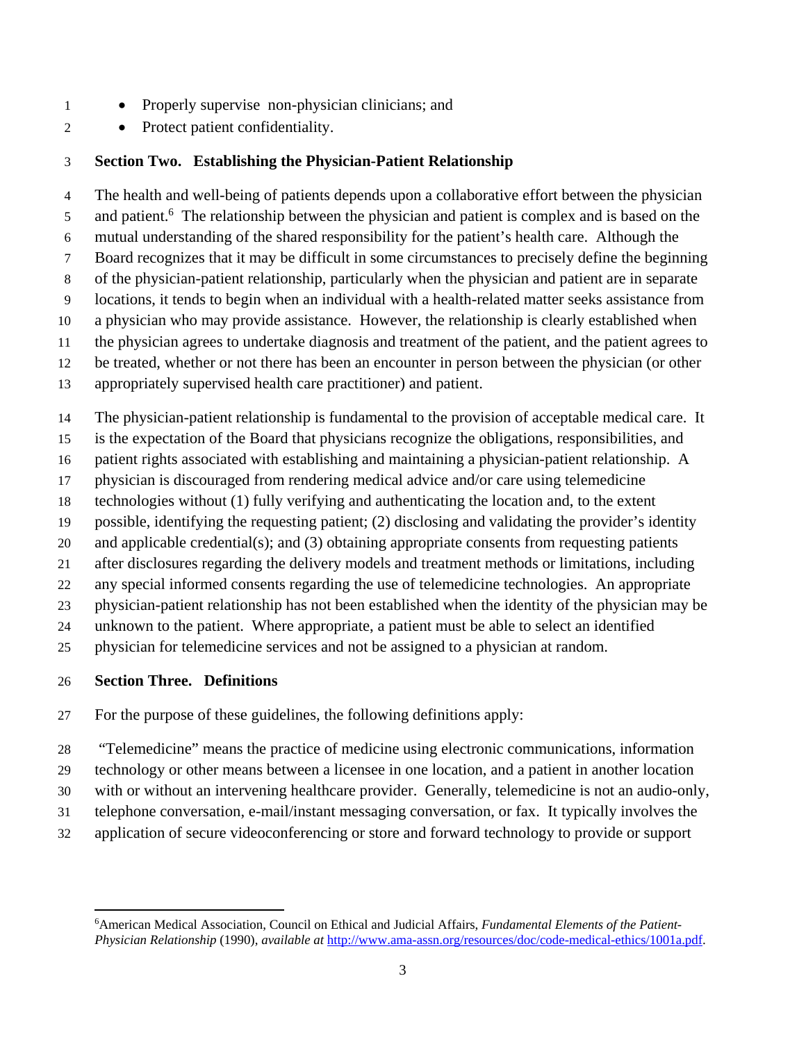- Properly supervise non-physician clinicians; and
- Protect patient confidentiality.

**Section Two. Establishing the Physician-Patient Relationship**

The health and well-being of patients depends upon a collaborative effort between the physician and patient.[6] The relationship between the physician and patient is complex and is based on the mutual understanding of the shared responsibility for the patient's health care. Although the Board recognizes that it may be difficult in some circumstances to precisely define the beginning of the physician-patient relationship, particularly when the physician and patient are in separate locations, it tends to begin when an individual with a health-related matter seeks assistance from a physician who may provide assistance. However, the relationship is clearly established when the physician agrees to undertake diagnosis and treatment of the patient, and the patient agrees to be treated, whether or not there has been an encounter in person between the physician (or other appropriately supervised health care practitioner) and patient.

The physician-patient relationship is fundamental to the provision of acceptable medical care. It is the expectation of the Board that physicians recognize the obligations, responsibilities, and patient rights associated with establishing and maintaining a physician-patient relationship. A physician is discouraged from rendering medical advice and/or care using telemedicine technologies without (1) fully verifying and authenticating the location and, to the extent possible, identifying the requesting patient; (2) disclosing and validating the provider's identity and applicable credential(s); and (3) obtaining appropriate consents from requesting patients after disclosures regarding the delivery models and treatment methods or limitations, including any special informed consents regarding the use of telemedicine technologies. An appropriate physician-patient relationship has not been established when the identity of the physician may be unknown to the patient. Where appropriate, a patient must be able to select an identified physician for telemedicine services and not be assigned to a physician at random.

**Section Three. Definitions**

For the purpose of these guidelines, the following definitions apply:

"Telemedicine" means the practice of medicine using electronic communications, information technology or other means between a licensee in one location, and a patient in another location with or without an intervening healthcare provider. Generally, telemedicine is not an audio-only, telephone conversation, e-mail/instant messaging conversation, or fax. It typically involves the application of secure videoconferencing or store and forward technology to provide or support

---

[6] American Medical Association, Council on Ethical and Judicial Affairs, *Fundamental Elements of the Patient-Physician Relationship* (1990), *available at* http://www.ama-assn.org/resources/doc/code-medical-ethics/1001a.pdf.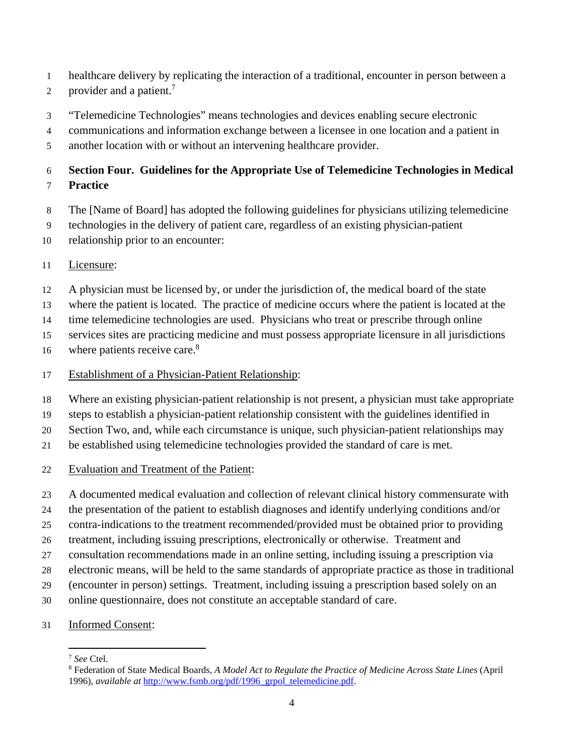healthcare delivery by replicating the interaction of a traditional, encounter in person between a provider and a patient.[7]

"Telemedicine Technologies" means technologies and devices enabling secure electronic communications and information exchange between a licensee in one location and a patient in another location with or without an intervening healthcare provider.

**Section Four. Guidelines for the Appropriate Use of Telemedicine Technologies in Medical Practice**

The [Name of Board] has adopted the following guidelines for physicians utilizing telemedicine technologies in the delivery of patient care, regardless of an existing physician-patient relationship prior to an encounter:

<u>Licensure</u>:

A physician must be licensed by, or under the jurisdiction of, the medical board of the state where the patient is located. The practice of medicine occurs where the patient is located at the time telemedicine technologies are used. Physicians who treat or prescribe through online services sites are practicing medicine and must possess appropriate licensure in all jurisdictions where patients receive care.[8]

<u>Establishment of a Physician-Patient Relationship</u>:

Where an existing physician-patient relationship is not present, a physician must take appropriate steps to establish a physician-patient relationship consistent with the guidelines identified in Section Two, and, while each circumstance is unique, such physician-patient relationships may be established using telemedicine technologies provided the standard of care is met.

<u>Evaluation and Treatment of the Patient</u>:

A documented medical evaluation and collection of relevant clinical history commensurate with the presentation of the patient to establish diagnoses and identify underlying conditions and/or contra-indications to the treatment recommended/provided must be obtained prior to providing treatment, including issuing prescriptions, electronically or otherwise. Treatment and consultation recommendations made in an online setting, including issuing a prescription via electronic means, will be held to the same standards of appropriate practice as those in traditional (encounter in person) settings. Treatment, including issuing a prescription based solely on an online questionnaire, does not constitute an acceptable standard of care.

<u>Informed Consent</u>:

---

[7] *See* Ctel.

[8] Federation of State Medical Boards, *A Model Act to Regulate the Practice of Medicine Across State Lines* (April 1996), *available at* http://www.fsmb.org/pdf/1996_grpol_telemedicine.pdf.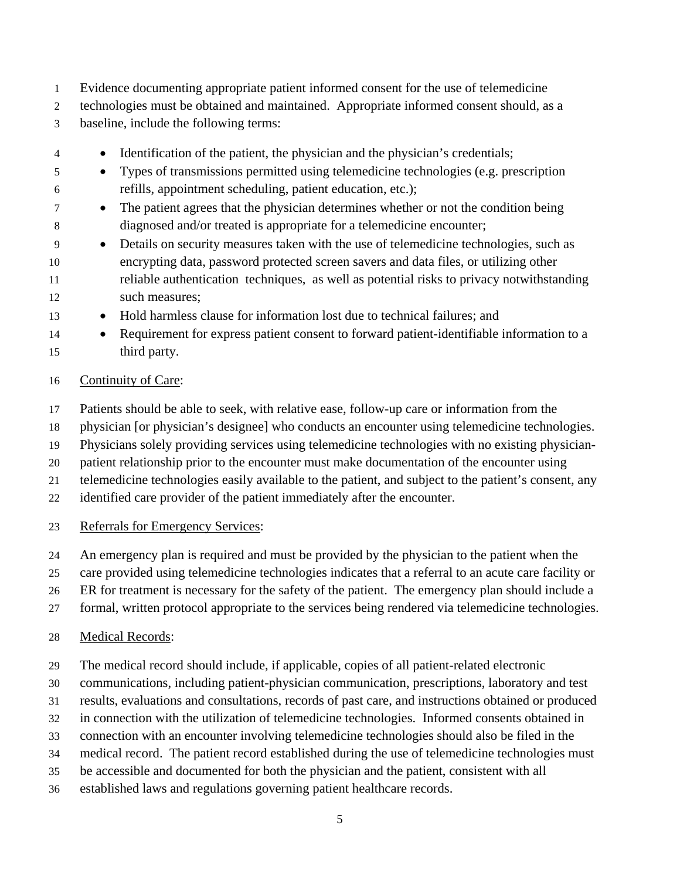Evidence documenting appropriate patient informed consent for the use of telemedicine technologies must be obtained and maintained. Appropriate informed consent should, as a baseline, include the following terms:

- Identification of the patient, the physician and the physician's credentials;
- Types of transmissions permitted using telemedicine technologies (e.g. prescription refills, appointment scheduling, patient education, etc.);
- The patient agrees that the physician determines whether or not the condition being diagnosed and/or treated is appropriate for a telemedicine encounter;
- Details on security measures taken with the use of telemedicine technologies, such as encrypting data, password protected screen savers and data files, or utilizing other reliable authentication techniques, as well as potential risks to privacy notwithstanding such measures;
- Hold harmless clause for information lost due to technical failures; and
- Requirement for express patient consent to forward patient-identifiable information to a third party.

Continuity of Care:

Patients should be able to seek, with relative ease, follow-up care or information from the physician [or physician's designee] who conducts an encounter using telemedicine technologies. Physicians solely providing services using telemedicine technologies with no existing physician-patient relationship prior to the encounter must make documentation of the encounter using telemedicine technologies easily available to the patient, and subject to the patient's consent, any identified care provider of the patient immediately after the encounter.

Referrals for Emergency Services:

An emergency plan is required and must be provided by the physician to the patient when the care provided using telemedicine technologies indicates that a referral to an acute care facility or ER for treatment is necessary for the safety of the patient. The emergency plan should include a formal, written protocol appropriate to the services being rendered via telemedicine technologies.

Medical Records:

The medical record should include, if applicable, copies of all patient-related electronic communications, including patient-physician communication, prescriptions, laboratory and test results, evaluations and consultations, records of past care, and instructions obtained or produced in connection with the utilization of telemedicine technologies. Informed consents obtained in connection with an encounter involving telemedicine technologies should also be filed in the medical record. The patient record established during the use of telemedicine technologies must be accessible and documented for both the physician and the patient, consistent with all established laws and regulations governing patient healthcare records.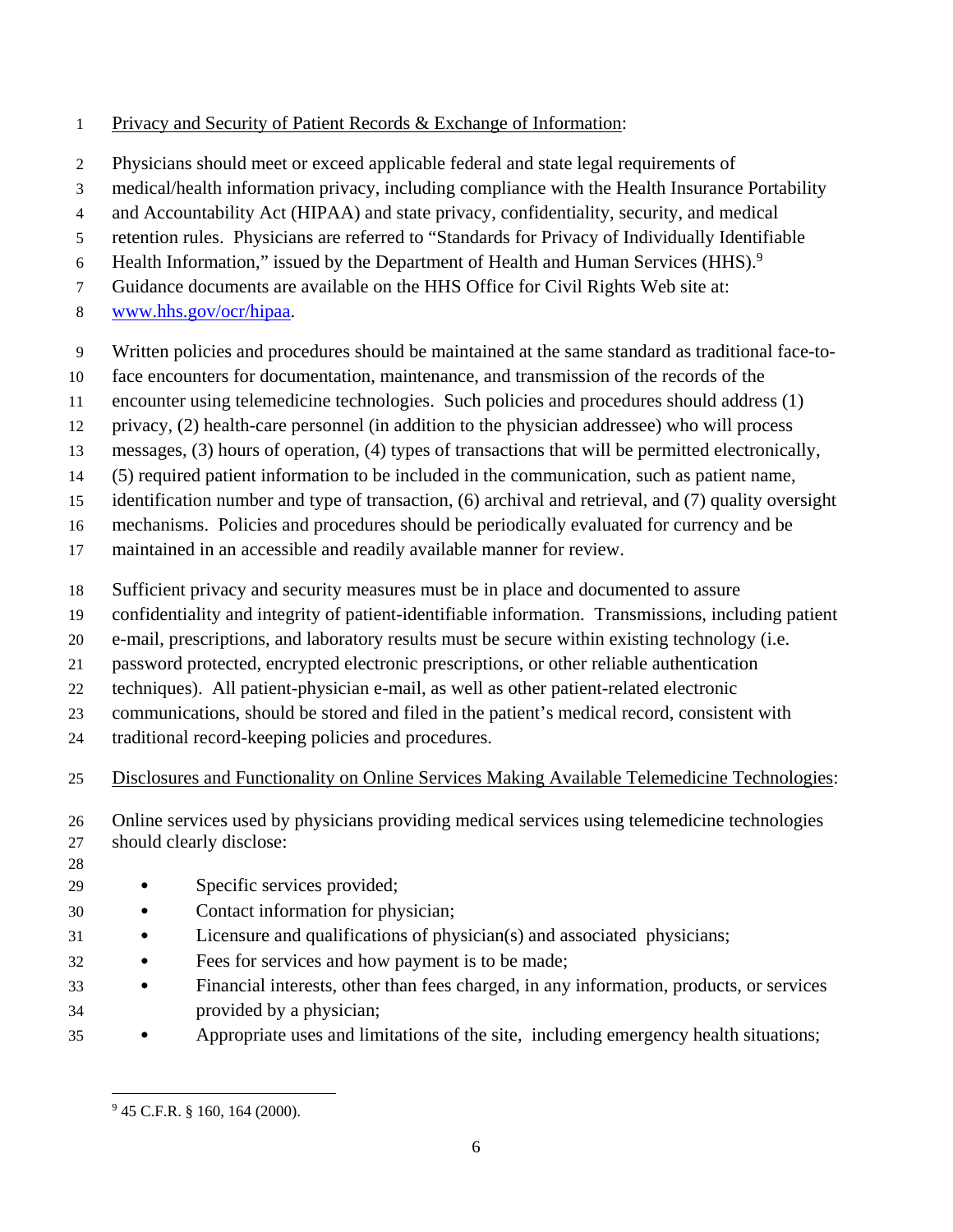Privacy and Security of Patient Records & Exchange of Information:

Physicians should meet or exceed applicable federal and state legal requirements of medical/health information privacy, including compliance with the Health Insurance Portability and Accountability Act (HIPAA) and state privacy, confidentiality, security, and medical retention rules. Physicians are referred to "Standards for Privacy of Individually Identifiable Health Information," issued by the Department of Health and Human Services (HHS).[9] Guidance documents are available on the HHS Office for Civil Rights Web site at: www.hhs.gov/ocr/hipaa.

Written policies and procedures should be maintained at the same standard as traditional face-to-face encounters for documentation, maintenance, and transmission of the records of the encounter using telemedicine technologies. Such policies and procedures should address (1) privacy, (2) health-care personnel (in addition to the physician addressee) who will process messages, (3) hours of operation, (4) types of transactions that will be permitted electronically, (5) required patient information to be included in the communication, such as patient name, identification number and type of transaction, (6) archival and retrieval, and (7) quality oversight mechanisms. Policies and procedures should be periodically evaluated for currency and be maintained in an accessible and readily available manner for review.

Sufficient privacy and security measures must be in place and documented to assure confidentiality and integrity of patient-identifiable information. Transmissions, including patient e-mail, prescriptions, and laboratory results must be secure within existing technology (i.e. password protected, encrypted electronic prescriptions, or other reliable authentication techniques). All patient-physician e-mail, as well as other patient-related electronic communications, should be stored and filed in the patient's medical record, consistent with traditional record-keeping policies and procedures.

Disclosures and Functionality on Online Services Making Available Telemedicine Technologies:

Online services used by physicians providing medical services using telemedicine technologies should clearly disclose:

- Specific services provided;
- Contact information for physician;
- Licensure and qualifications of physician(s) and associated physicians;
- Fees for services and how payment is to be made;
- Financial interests, other than fees charged, in any information, products, or services provided by a physician;
- Appropriate uses and limitations of the site, including emergency health situations;

[9] 45 C.F.R. § 160, 164 (2000).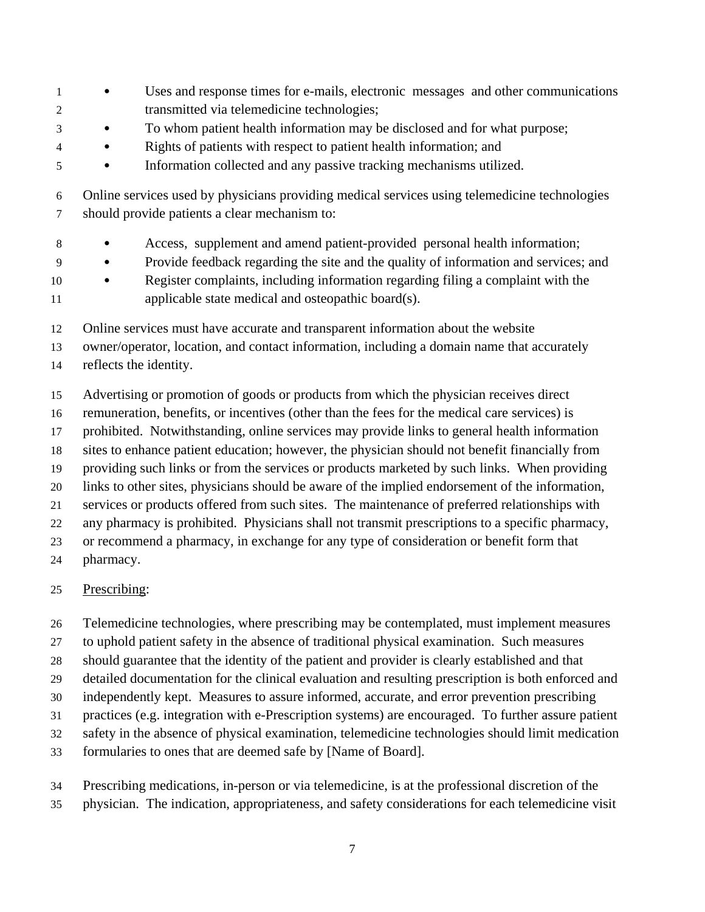- Uses and response times for e-mails, electronic messages and other communications transmitted via telemedicine technologies;
- To whom patient health information may be disclosed and for what purpose;
- Rights of patients with respect to patient health information; and
- Information collected and any passive tracking mechanisms utilized.

Online services used by physicians providing medical services using telemedicine technologies should provide patients a clear mechanism to:

- Access, supplement and amend patient-provided personal health information;
- Provide feedback regarding the site and the quality of information and services; and
- Register complaints, including information regarding filing a complaint with the applicable state medical and osteopathic board(s).

Online services must have accurate and transparent information about the website owner/operator, location, and contact information, including a domain name that accurately reflects the identity.

Advertising or promotion of goods or products from which the physician receives direct remuneration, benefits, or incentives (other than the fees for the medical care services) is prohibited. Notwithstanding, online services may provide links to general health information sites to enhance patient education; however, the physician should not benefit financially from providing such links or from the services or products marketed by such links. When providing links to other sites, physicians should be aware of the implied endorsement of the information, services or products offered from such sites. The maintenance of preferred relationships with any pharmacy is prohibited. Physicians shall not transmit prescriptions to a specific pharmacy, or recommend a pharmacy, in exchange for any type of consideration or benefit form that pharmacy.

<u>Prescribing</u>:

Telemedicine technologies, where prescribing may be contemplated, must implement measures to uphold patient safety in the absence of traditional physical examination. Such measures should guarantee that the identity of the patient and provider is clearly established and that detailed documentation for the clinical evaluation and resulting prescription is both enforced and independently kept. Measures to assure informed, accurate, and error prevention prescribing practices (e.g. integration with e-Prescription systems) are encouraged. To further assure patient safety in the absence of physical examination, telemedicine technologies should limit medication formularies to ones that are deemed safe by [Name of Board].

Prescribing medications, in-person or via telemedicine, is at the professional discretion of the physician. The indication, appropriateness, and safety considerations for each telemedicine visit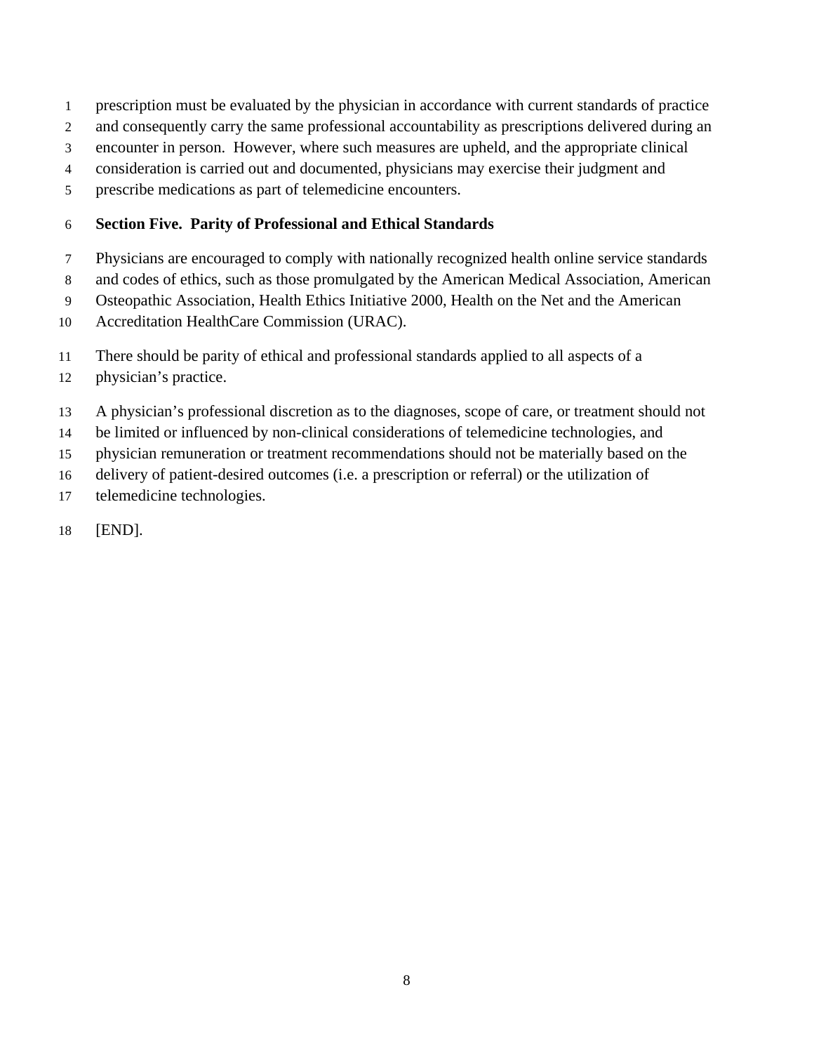prescription must be evaluated by the physician in accordance with current standards of practice and consequently carry the same professional accountability as prescriptions delivered during an encounter in person. However, where such measures are upheld, and the appropriate clinical consideration is carried out and documented, physicians may exercise their judgment and prescribe medications as part of telemedicine encounters.

**Section Five. Parity of Professional and Ethical Standards**

Physicians are encouraged to comply with nationally recognized health online service standards and codes of ethics, such as those promulgated by the American Medical Association, American Osteopathic Association, Health Ethics Initiative 2000, Health on the Net and the American Accreditation HealthCare Commission (URAC).

There should be parity of ethical and professional standards applied to all aspects of a physician's practice.

A physician's professional discretion as to the diagnoses, scope of care, or treatment should not be limited or influenced by non-clinical considerations of telemedicine technologies, and physician remuneration or treatment recommendations should not be materially based on the delivery of patient-desired outcomes (i.e. a prescription or referral) or the utilization of telemedicine technologies.

[END].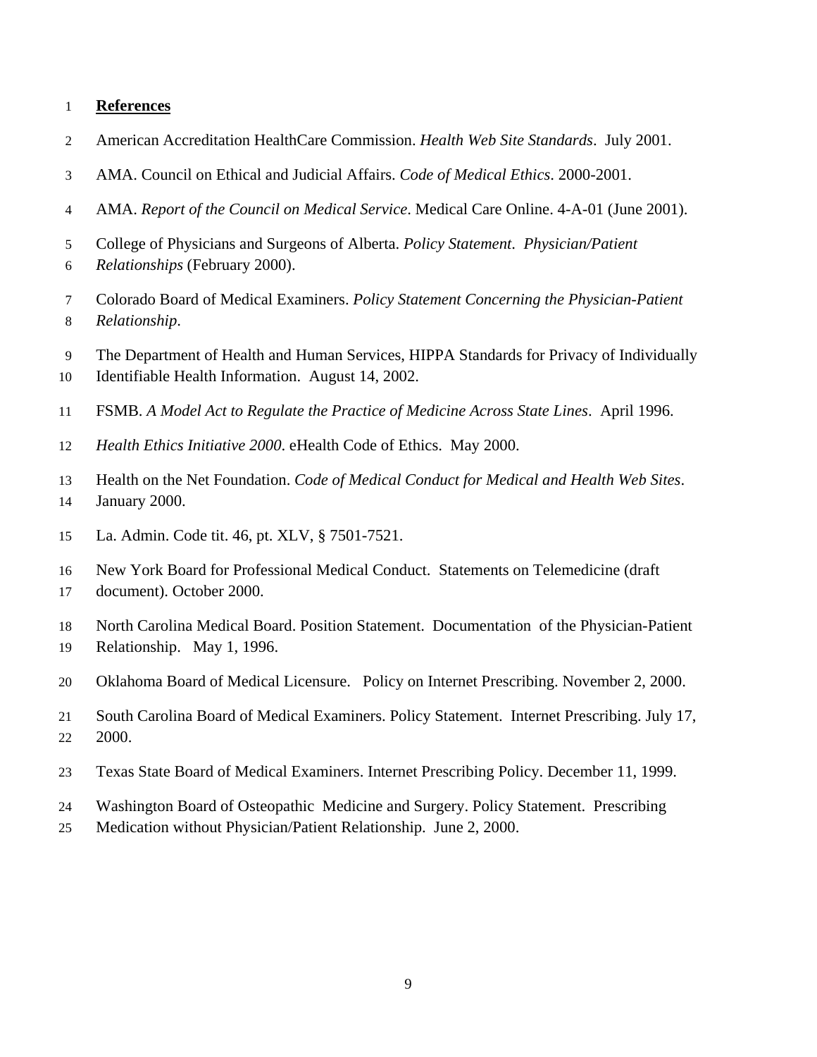**References**

American Accreditation HealthCare Commission. *Health Web Site Standards*. July 2001.

AMA. Council on Ethical and Judicial Affairs. *Code of Medical Ethics*. 2000-2001.

AMA. *Report of the Council on Medical Service*. Medical Care Online. 4-A-01 (June 2001).

College of Physicians and Surgeons of Alberta. *Policy Statement. Physician/Patient Relationships* (February 2000).

Colorado Board of Medical Examiners. *Policy Statement Concerning the Physician-Patient Relationship*.

The Department of Health and Human Services, HIPPA Standards for Privacy of Individually Identifiable Health Information. August 14, 2002.

FSMB. *A Model Act to Regulate the Practice of Medicine Across State Lines*. April 1996.

*Health Ethics Initiative 2000*. eHealth Code of Ethics. May 2000.

Health on the Net Foundation. *Code of Medical Conduct for Medical and Health Web Sites*. January 2000.

La. Admin. Code tit. 46, pt. XLV, § 7501-7521.

New York Board for Professional Medical Conduct. Statements on Telemedicine (draft document). October 2000.

North Carolina Medical Board. Position Statement. Documentation of the Physician-Patient Relationship. May 1, 1996.

Oklahoma Board of Medical Licensure. Policy on Internet Prescribing. November 2, 2000.

South Carolina Board of Medical Examiners. Policy Statement. Internet Prescribing. July 17, 2000.

Texas State Board of Medical Examiners. Internet Prescribing Policy. December 11, 1999.

Washington Board of Osteopathic Medicine and Surgery. Policy Statement. Prescribing Medication without Physician/Patient Relationship. June 2, 2000.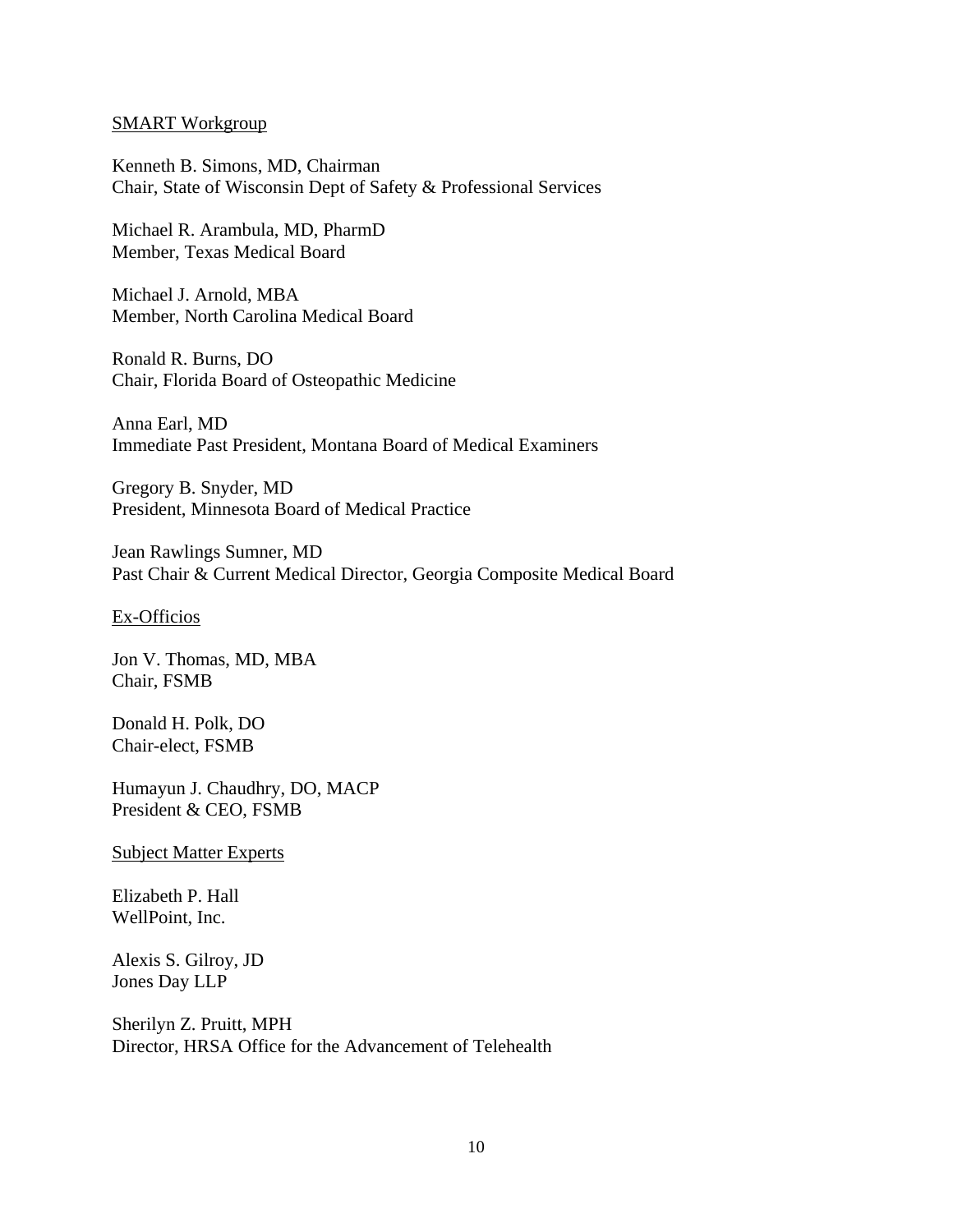SMART Workgroup

Kenneth B. Simons, MD, Chairman
Chair, State of Wisconsin Dept of Safety & Professional Services

Michael R. Arambula, MD, PharmD
Member, Texas Medical Board

Michael J. Arnold, MBA
Member, North Carolina Medical Board

Ronald R. Burns, DO
Chair, Florida Board of Osteopathic Medicine

Anna Earl, MD
Immediate Past President, Montana Board of Medical Examiners

Gregory B. Snyder, MD
President, Minnesota Board of Medical Practice

Jean Rawlings Sumner, MD
Past Chair & Current Medical Director, Georgia Composite Medical Board

Ex-Officios

Jon V. Thomas, MD, MBA
Chair, FSMB

Donald H. Polk, DO
Chair-elect, FSMB

Humayun J. Chaudhry, DO, MACP
President & CEO, FSMB

Subject Matter Experts

Elizabeth P. Hall
WellPoint, Inc.

Alexis S. Gilroy, JD
Jones Day LLP

Sherilyn Z. Pruitt, MPH
Director, HRSA Office for the Advancement of Telehealth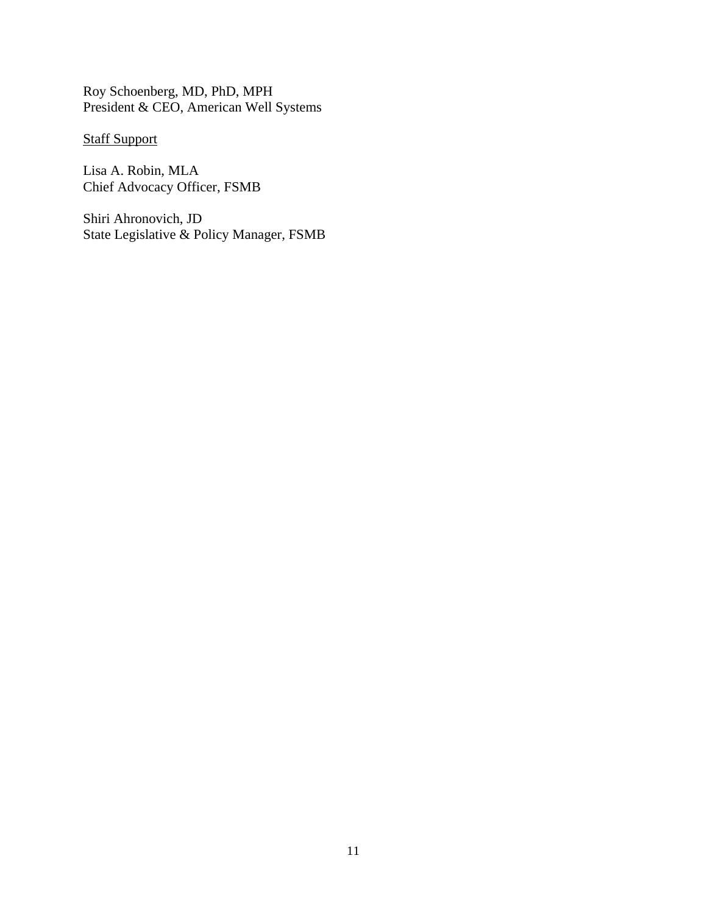Roy Schoenberg, MD, PhD, MPH
President & CEO, American Well Systems

Staff Support

Lisa A. Robin, MLA
Chief Advocacy Officer, FSMB

Shiri Ahronovich, JD
State Legislative & Policy Manager, FSMB